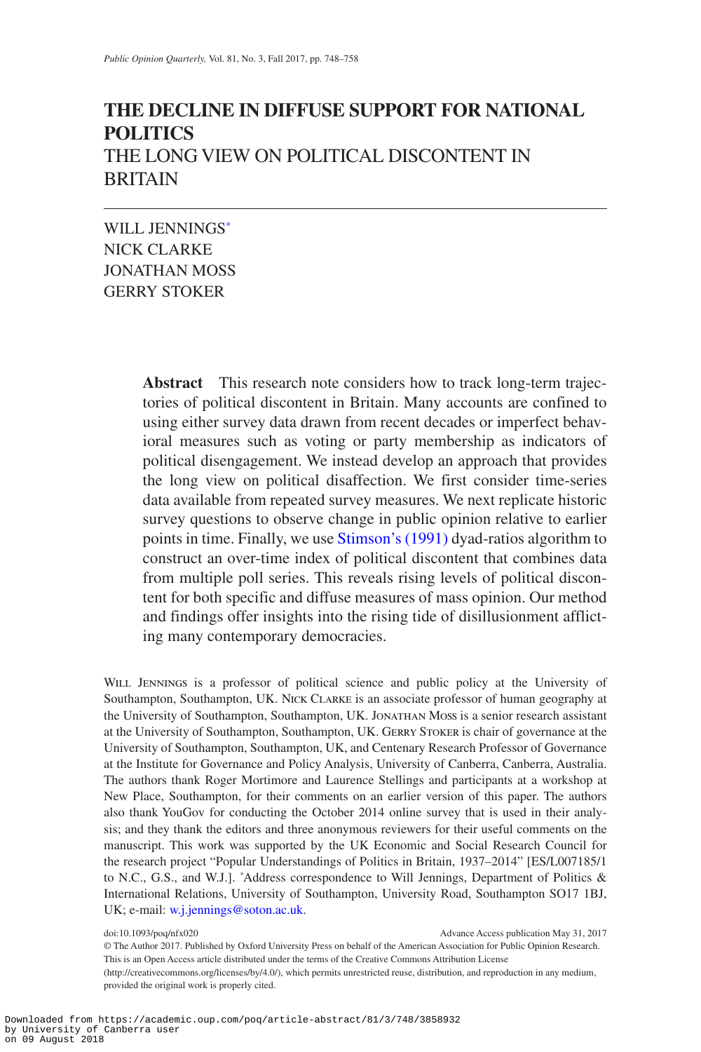# THE DECLINE IN DIFFUSE SUPPORT FOR NATIONAL POLITICS

## THE LONG VIEW ON POLITICAL DISCONTENT IN BRITAIN

WILL JENNINGS*
NICK CLARKE
JONATHAN MOSS
GERRY STOKER

**Abstract** This research note considers how to track long-term trajectories of political discontent in Britain. Many accounts are confined to using either survey data drawn from recent decades or imperfect behavioral measures such as voting or party membership as indicators of political disengagement. We instead develop an approach that provides the long view on political disaffection. We first consider time-series data available from repeated survey measures. We next replicate historic survey questions to observe change in public opinion relative to earlier points in time. Finally, we use Stimson's (1991) dyad-ratios algorithm to construct an over-time index of political discontent that combines data from multiple poll series. This reveals rising levels of political discontent for both specific and diffuse measures of mass opinion. Our method and findings offer insights into the rising tide of disillusionment afflicting many contemporary democracies.

Will Jennings is a professor of political science and public policy at the University of Southampton, Southampton, UK. Nick Clarke is an associate professor of human geography at the University of Southampton, Southampton, UK. Jonathan Moss is a senior research assistant at the University of Southampton, Southampton, UK. Gerry Stoker is chair of governance at the University of Southampton, Southampton, UK, and Centenary Research Professor of Governance at the Institute for Governance and Policy Analysis, University of Canberra, Canberra, Australia. The authors thank Roger Mortimore and Laurence Stellings and participants at a workshop at New Place, Southampton, for their comments on an earlier version of this paper. The authors also thank YouGov for conducting the October 2014 online survey that is used in their analysis; and they thank the editors and three anonymous reviewers for their useful comments on the manuscript. This work was supported by the UK Economic and Social Research Council for the research project "Popular Understandings of Politics in Britain, 1937–2014" [ES/L007185/1 to N.C., G.S., and W.J.]. *Address correspondence to Will Jennings, Department of Politics & International Relations, University of Southampton, University Road, Southampton SO17 1BJ, UK; e-mail: w.j.jennings@soton.ac.uk.

doi:10.1093/poq/nfx020 Advance Access publication May 31, 2017

© The Author 2017. Published by Oxford University Press on behalf of the American Association for Public Opinion Research. This is an Open Access article distributed under the terms of the Creative Commons Attribution License (http://creativecommons.org/licenses/by/4.0/), which permits unrestricted reuse, distribution, and reproduction in any medium, provided the original work is properly cited.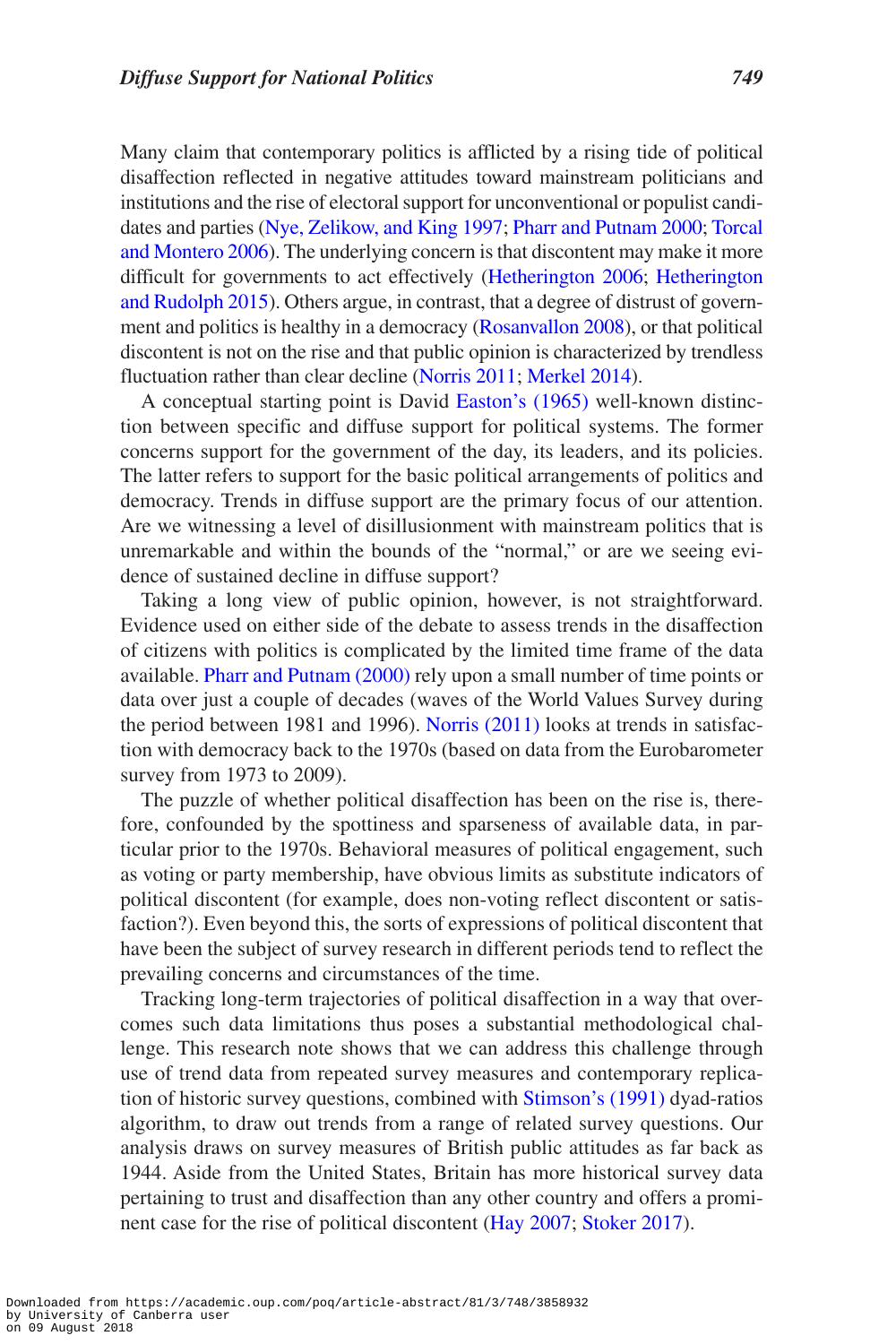Many claim that contemporary politics is afflicted by a rising tide of political disaffection reflected in negative attitudes toward mainstream politicians and institutions and the rise of electoral support for unconventional or populist candidates and parties (Nye, Zelikow, and King 1997; Pharr and Putnam 2000; Torcal and Montero 2006). The underlying concern is that discontent may make it more difficult for governments to act effectively (Hetherington 2006; Hetherington and Rudolph 2015). Others argue, in contrast, that a degree of distrust of government and politics is healthy in a democracy (Rosanvallon 2008), or that political discontent is not on the rise and that public opinion is characterized by trendless fluctuation rather than clear decline (Norris 2011; Merkel 2014).

A conceptual starting point is David Easton's (1965) well-known distinction between specific and diffuse support for political systems. The former concerns support for the government of the day, its leaders, and its policies. The latter refers to support for the basic political arrangements of politics and democracy. Trends in diffuse support are the primary focus of our attention. Are we witnessing a level of disillusionment with mainstream politics that is unremarkable and within the bounds of the "normal," or are we seeing evidence of sustained decline in diffuse support?

Taking a long view of public opinion, however, is not straightforward. Evidence used on either side of the debate to assess trends in the disaffection of citizens with politics is complicated by the limited time frame of the data available. Pharr and Putnam (2000) rely upon a small number of time points or data over just a couple of decades (waves of the World Values Survey during the period between 1981 and 1996). Norris (2011) looks at trends in satisfaction with democracy back to the 1970s (based on data from the Eurobarometer survey from 1973 to 2009).

The puzzle of whether political disaffection has been on the rise is, therefore, confounded by the spottiness and sparseness of available data, in particular prior to the 1970s. Behavioral measures of political engagement, such as voting or party membership, have obvious limits as substitute indicators of political discontent (for example, does non-voting reflect discontent or satisfaction?). Even beyond this, the sorts of expressions of political discontent that have been the subject of survey research in different periods tend to reflect the prevailing concerns and circumstances of the time.

Tracking long-term trajectories of political disaffection in a way that overcomes such data limitations thus poses a substantial methodological challenge. This research note shows that we can address this challenge through use of trend data from repeated survey measures and contemporary replication of historic survey questions, combined with Stimson's (1991) dyad-ratios algorithm, to draw out trends from a range of related survey questions. Our analysis draws on survey measures of British public attitudes as far back as 1944. Aside from the United States, Britain has more historical survey data pertaining to trust and disaffection than any other country and offers a prominent case for the rise of political discontent (Hay 2007; Stoker 2017).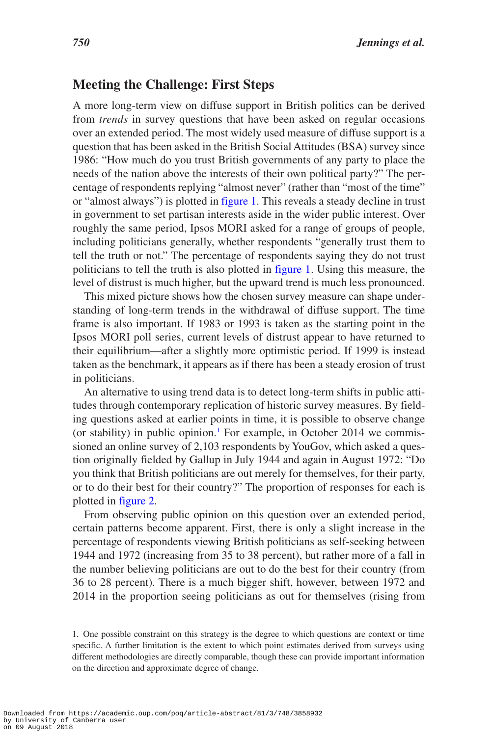## Meeting the Challenge: First Steps

A more long-term view on diffuse support in British politics can be derived from *trends* in survey questions that have been asked on regular occasions over an extended period. The most widely used measure of diffuse support is a question that has been asked in the British Social Attitudes (BSA) survey since 1986: "How much do you trust British governments of any party to place the needs of the nation above the interests of their own political party?" The percentage of respondents replying "almost never" (rather than "most of the time" or "almost always") is plotted in figure 1. This reveals a steady decline in trust in government to set partisan interests aside in the wider public interest. Over roughly the same period, Ipsos MORI asked for a range of groups of people, including politicians generally, whether respondents "generally trust them to tell the truth or not." The percentage of respondents saying they do not trust politicians to tell the truth is also plotted in figure 1. Using this measure, the level of distrust is much higher, but the upward trend is much less pronounced.

This mixed picture shows how the chosen survey measure can shape understanding of long-term trends in the withdrawal of diffuse support. The time frame is also important. If 1983 or 1993 is taken as the starting point in the Ipsos MORI poll series, current levels of distrust appear to have returned to their equilibrium—after a slightly more optimistic period. If 1999 is instead taken as the benchmark, it appears as if there has been a steady erosion of trust in politicians.

An alternative to using trend data is to detect long-term shifts in public attitudes through contemporary replication of historic survey measures. By fielding questions asked at earlier points in time, it is possible to observe change (or stability) in public opinion.[1] For example, in October 2014 we commissioned an online survey of 2,103 respondents by YouGov, which asked a question originally fielded by Gallup in July 1944 and again in August 1972: "Do you think that British politicians are out merely for themselves, for their party, or to do their best for their country?" The proportion of responses for each is plotted in figure 2.

From observing public opinion on this question over an extended period, certain patterns become apparent. First, there is only a slight increase in the percentage of respondents viewing British politicians as self-seeking between 1944 and 1972 (increasing from 35 to 38 percent), but rather more of a fall in the number believing politicians are out to do the best for their country (from 36 to 28 percent). There is a much bigger shift, however, between 1972 and 2014 in the proportion seeing politicians as out for themselves (rising from

1. One possible constraint on this strategy is the degree to which questions are context or time specific. A further limitation is the extent to which point estimates derived from surveys using different methodologies are directly comparable, though these can provide important information on the direction and approximate degree of change.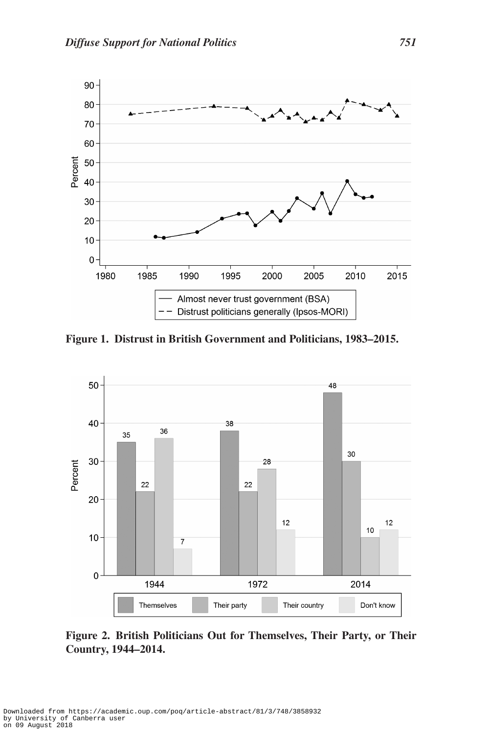Figure 1. Distrust in British Government and Politicians, 1983–2015.

Figure 2. British Politicians Out for Themselves, Their Party, or Their Country, 1944–2014.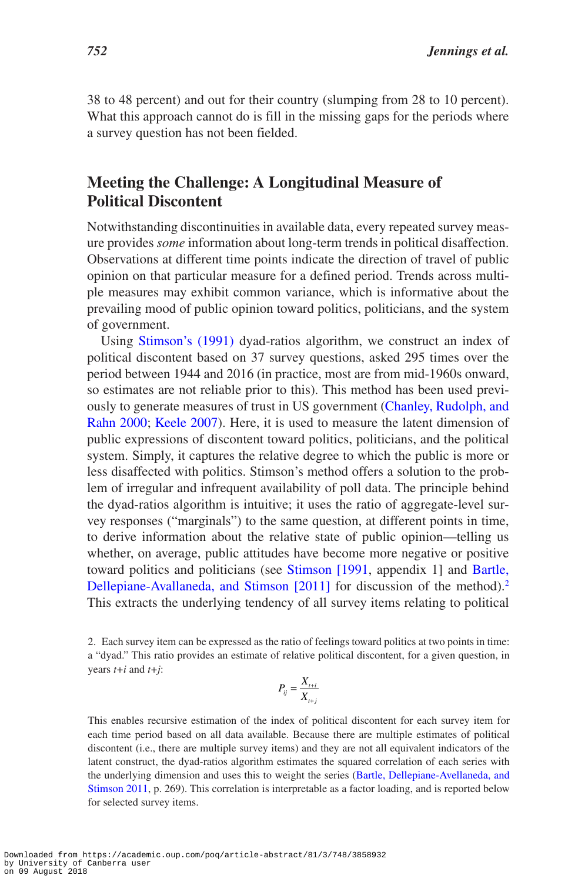38 to 48 percent) and out for their country (slumping from 28 to 10 percent). What this approach cannot do is fill in the missing gaps for the periods where a survey question has not been fielded.

## Meeting the Challenge: A Longitudinal Measure of Political Discontent

Notwithstanding discontinuities in available data, every repeated survey measure provides *some* information about long-term trends in political disaffection. Observations at different time points indicate the direction of travel of public opinion on that particular measure for a defined period. Trends across multiple measures may exhibit common variance, which is informative about the prevailing mood of public opinion toward politics, politicians, and the system of government.

Using Stimson's (1991) dyad-ratios algorithm, we construct an index of political discontent based on 37 survey questions, asked 295 times over the period between 1944 and 2016 (in practice, most are from mid-1960s onward, so estimates are not reliable prior to this). This method has been used previously to generate measures of trust in US government (Chanley, Rudolph, and Rahn 2000; Keele 2007). Here, it is used to measure the latent dimension of public expressions of discontent toward politics, politicians, and the political system. Simply, it captures the relative degree to which the public is more or less disaffected with politics. Stimson's method offers a solution to the problem of irregular and infrequent availability of poll data. The principle behind the dyad-ratios algorithm is intuitive; it uses the ratio of aggregate-level survey responses ("marginals") to the same question, at different points in time, to derive information about the relative state of public opinion—telling us whether, on average, public attitudes have become more negative or positive toward politics and politicians (see Stimson [1991, appendix 1] and Bartle, Dellepiane-Avallaneda, and Stimson [2011] for discussion of the method).[2] This extracts the underlying tendency of all survey items relating to political

2. Each survey item can be expressed as the ratio of feelings toward politics at two points in time: a "dyad." This ratio provides an estimate of relative political discontent, for a given question, in years $t+i$ and $t+j$:

$$P_{ij} = \frac{X_{t+i}}{X_{t+j}}$$

This enables recursive estimation of the index of political discontent for each survey item for each time period based on all data available. Because there are multiple estimates of political discontent (i.e., there are multiple survey items) and they are not all equivalent indicators of the latent construct, the dyad-ratios algorithm estimates the squared correlation of each series with the underlying dimension and uses this to weight the series (Bartle, Dellepiane-Avellaneda, and Stimson 2011, p. 269). This correlation is interpretable as a factor loading, and is reported below for selected survey items.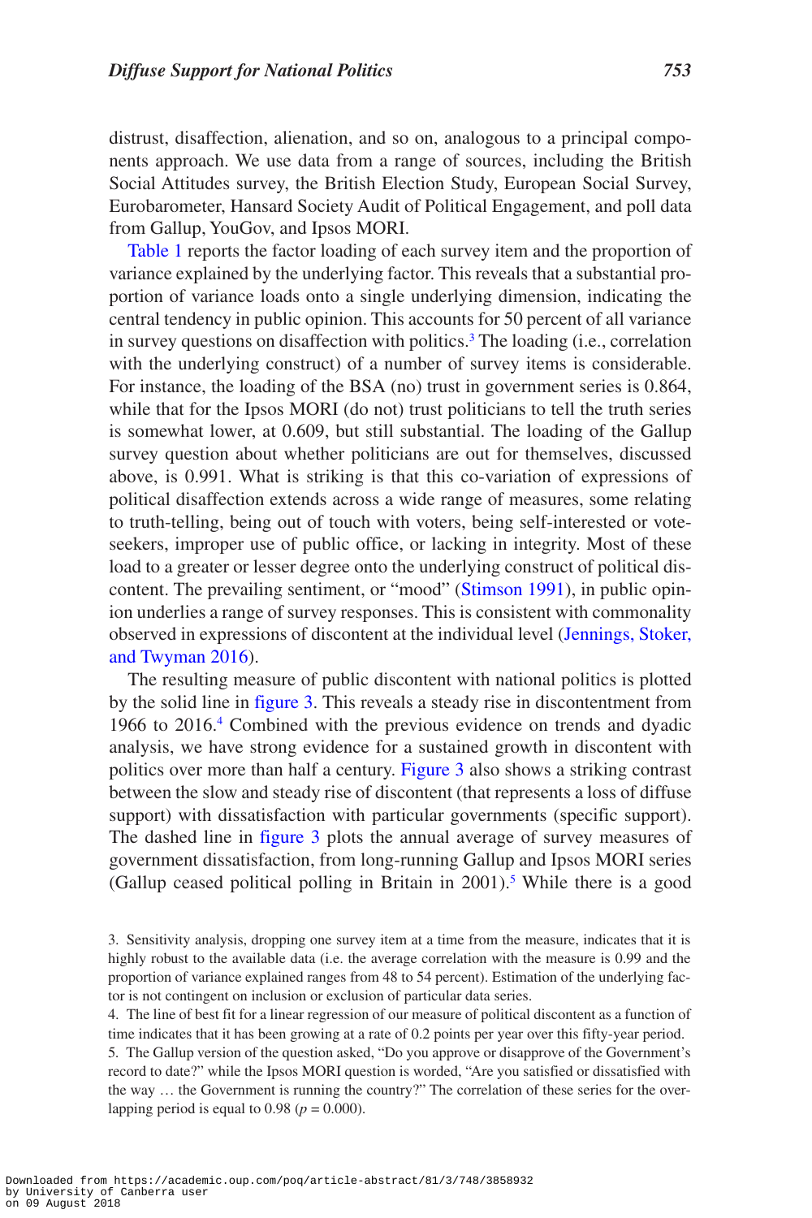distrust, disaffection, alienation, and so on, analogous to a principal components approach. We use data from a range of sources, including the British Social Attitudes survey, the British Election Study, European Social Survey, Eurobarometer, Hansard Society Audit of Political Engagement, and poll data from Gallup, YouGov, and Ipsos MORI.

Table 1 reports the factor loading of each survey item and the proportion of variance explained by the underlying factor. This reveals that a substantial proportion of variance loads onto a single underlying dimension, indicating the central tendency in public opinion. This accounts for 50 percent of all variance in survey questions on disaffection with politics.[3] The loading (i.e., correlation with the underlying construct) of a number of survey items is considerable. For instance, the loading of the BSA (no) trust in government series is 0.864, while that for the Ipsos MORI (do not) trust politicians to tell the truth series is somewhat lower, at 0.609, but still substantial. The loading of the Gallup survey question about whether politicians are out for themselves, discussed above, is 0.991. What is striking is that this co-variation of expressions of political disaffection extends across a wide range of measures, some relating to truth-telling, being out of touch with voters, being self-interested or vote-seekers, improper use of public office, or lacking in integrity. Most of these load to a greater or lesser degree onto the underlying construct of political discontent. The prevailing sentiment, or "mood" (Stimson 1991), in public opinion underlies a range of survey responses. This is consistent with commonality observed in expressions of discontent at the individual level (Jennings, Stoker, and Twyman 2016).

The resulting measure of public discontent with national politics is plotted by the solid line in figure 3. This reveals a steady rise in discontentment from 1966 to 2016.[4] Combined with the previous evidence on trends and dyadic analysis, we have strong evidence for a sustained growth in discontent with politics over more than half a century. Figure 3 also shows a striking contrast between the slow and steady rise of discontent (that represents a loss of diffuse support) with dissatisfaction with particular governments (specific support). The dashed line in figure 3 plots the annual average of survey measures of government dissatisfaction, from long-running Gallup and Ipsos MORI series (Gallup ceased political polling in Britain in 2001).[5] While there is a good

3. Sensitivity analysis, dropping one survey item at a time from the measure, indicates that it is highly robust to the available data (i.e. the average correlation with the measure is 0.99 and the proportion of variance explained ranges from 48 to 54 percent). Estimation of the underlying factor is not contingent on inclusion or exclusion of particular data series.

4. The line of best fit for a linear regression of our measure of political discontent as a function of time indicates that it has been growing at a rate of 0.2 points per year over this fifty-year period.

5. The Gallup version of the question asked, "Do you approve or disapprove of the Government's record to date?" while the Ipsos MORI question is worded, "Are you satisfied or dissatisfied with the way … the Government is running the country?" The correlation of these series for the overlapping period is equal to 0.98 ($p = 0.000$).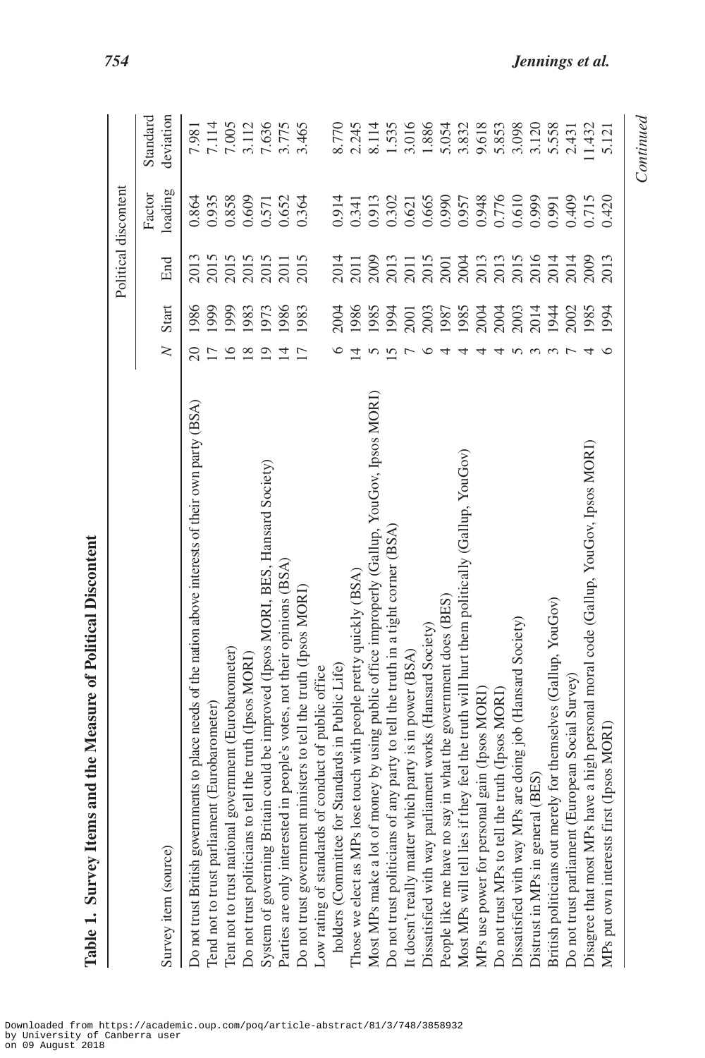**Table 1. Survey Items and the Measure of Political Discontent**

| Survey item (source) | | | | Political discontent | |
|---|---|---|---|---|---|
| | N | Start | End | Factor loading | Standard deviation |
| Do not trust British governments to place needs of the nation above interests of their own party (BSA) | 20 | 1986 | 2013 | 0.864 | 7.981 |
| Tend not to trust parliament (Eurobarometer) | 17 | 1999 | 2015 | 0.935 | 7.114 |
| Tent not to trust national government (Eurobarometer) | 16 | 1999 | 2015 | 0.858 | 7.005 |
| Do not trust politicians to tell the truth (Ipsos MORI) | 18 | 1983 | 2015 | 0.609 | 3.112 |
| System of governing Britain could be improved (Ipsos MORI, BES, Hansard Society) | 19 | 1973 | 2015 | 0.571 | 7.636 |
| Parties are only interested in people's votes, not their opinions (BSA) | 14 | 1986 | 2011 | 0.652 | 3.775 |
| Do not trust government ministers to tell the truth (Ipsos MORI) | 17 | 1983 | 2015 | 0.364 | 3.465 |
| Low rating of standards of conduct of public office holders (Committee for Standards in Public Life) | 6 | 2004 | 2014 | 0.914 | 8.770 |
| Those we elect as MPs lose touch with people pretty quickly (BSA) | 14 | 1986 | 2011 | 0.341 | 2.245 |
| Most MPs make a lot of money by using public office improperly (Gallup, YouGov, Ipsos MORI) | 5 | 1985 | 2009 | 0.913 | 8.114 |
| Do not trust politicians of any party to tell the truth in a tight corner (BSA) | 15 | 1994 | 2013 | 0.302 | 1.535 |
| It doesn't really matter which party is in power (BSA) | 7 | 2001 | 2011 | 0.621 | 3.016 |
| Dissatisfied with way parliament works (Hansard Society) | 6 | 2003 | 2015 | 0.665 | 1.886 |
| People like me have no say in what the government does (BES) | 4 | 1987 | 2001 | 0.990 | 5.054 |
| Most MPs will tell lies if they feel the truth will hurt them politically (Gallup, YouGov) | 4 | 1985 | 2004 | 0.957 | 3.832 |
| MPs use power for personal gain (Ipsos MORI) | 4 | 2004 | 2013 | 0.948 | 9.618 |
| Do not trust MPs to tell the truth (Ipsos MORI) | 4 | 2004 | 2013 | 0.776 | 5.853 |
| Dissatisfied with way MPs are doing job (Hansard Society) | 5 | 2003 | 2015 | 0.610 | 3.098 |
| Distrust in MPs in general (BES) | 3 | 2014 | 2016 | 0.999 | 3.120 |
| British politicians out merely for themselves (Gallup, YouGov) | 3 | 1944 | 2014 | 0.991 | 5.558 |
| Do not trust parliament (European Social Survey) | 7 | 2002 | 2014 | 0.409 | 2.431 |
| Disagree that most MPs have a high personal moral code (Gallup, YouGov, Ipsos MORI) | 4 | 1985 | 2009 | 0.715 | 11.432 |
| MPs put own interests first (Ipsos MORI) | 6 | 1994 | 2013 | 0.420 | 5.121 |

*Continued*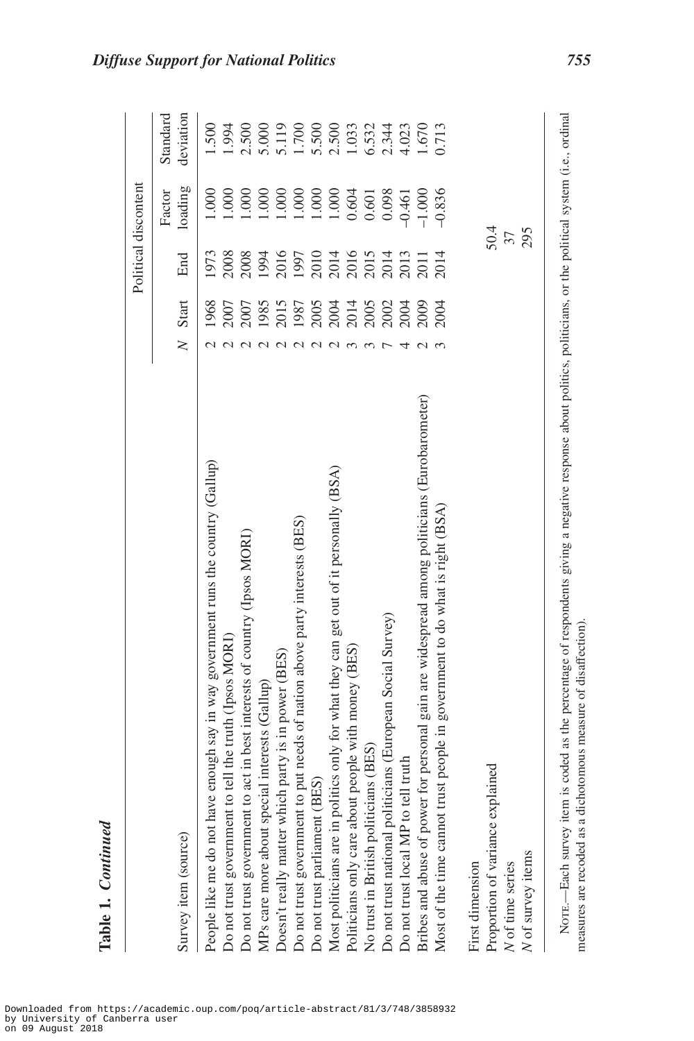**Table 1. *Continued***

| Survey item (source) | *N* | Start | End | Political discontent | |
|---|---|---|---|---|---|
| | | | | Factor loading | Standard deviation |
| People like me do not have enough say in way government runs the country (Gallup) | 2 | 1968 | 1973 | 1.000 | 1.500 |
| Do not trust government to tell the truth (Ipsos MORI) | 2 | 2007 | 2008 | 1.000 | 1.994 |
| Do not trust government to act in best interests of country (Ipsos MORI) | 2 | 2007 | 2008 | 1.000 | 2.500 |
| MPs care more about special interests (Gallup) | 2 | 1985 | 1994 | 1.000 | 5.000 |
| Doesn't really matter which party is in power (BES) | 2 | 2015 | 2016 | 1.000 | 5.119 |
| Do not trust government to put needs of nation above party interests (BES) | 2 | 1987 | 1997 | 1.000 | 1.700 |
| Do not trust parliament (BES) | 2 | 2005 | 2010 | 1.000 | 5.500 |
| Most politicians are in politics only for what they can get out of it personally (BSA) | 2 | 2004 | 2014 | 1.000 | 2.500 |
| Politicians only care about people with money (BES) | 3 | 2014 | 2016 | 0.604 | 1.033 |
| No trust in British politicians (BES) | 3 | 2005 | 2015 | 0.601 | 6.532 |
| Do not trust national politicians (European Social Survey) | 7 | 2002 | 2014 | 0.098 | 2.344 |
| Do not trust local MP to tell truth | 4 | 2004 | 2013 | –0.461 | 4.023 |
| Bribes and abuse of power for personal gain are widespread among politicians (Eurobarometer) | 2 | 2009 | 2011 | –1.000 | 1.670 |
| Most of the time cannot trust people in government to do what is right (BSA) | 3 | 2004 | 2014 | –0.836 | 0.713 |
| First dimension | | | | | |
| Proportion of variance explained | | | 50.4 | | |
| *N* of time series | | | 37 | | |
| *N* of survey items | | | 295 | | |

Note.—Each survey item is coded as the percentage of respondents giving a negative response about politics, politicians, or the political system (i.e., ordinal measures are recoded as a dichotomous measure of disaffection).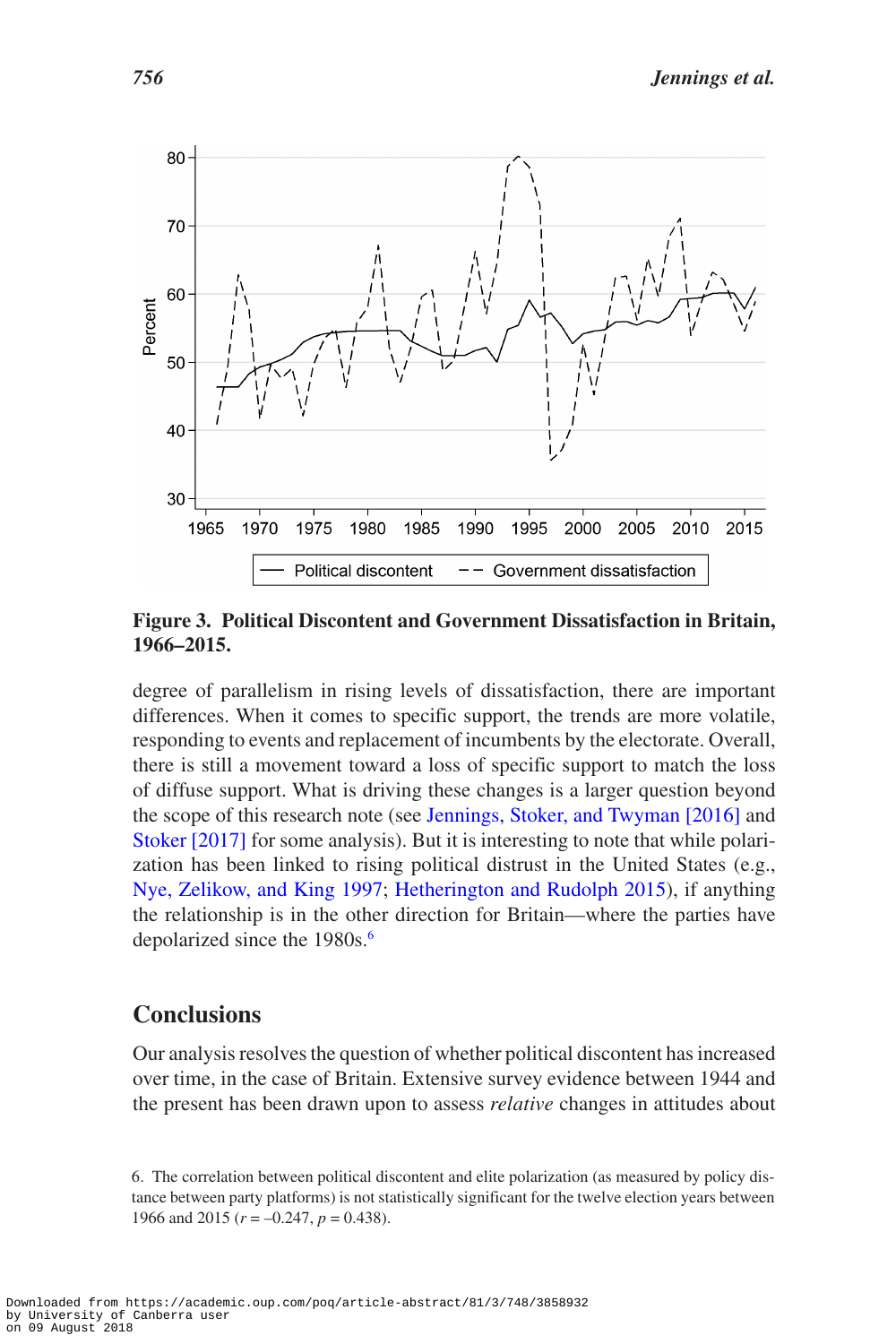Figure 3. **Political Discontent and Government Dissatisfaction in Britain, 1966–2015.**

degree of parallelism in rising levels of dissatisfaction, there are important differences. When it comes to specific support, the trends are more volatile, responding to events and replacement of incumbents by the electorate. Overall, there is still a movement toward a loss of specific support to match the loss of diffuse support. What is driving these changes is a larger question beyond the scope of this research note (see Jennings, Stoker, and Twyman [2016] and Stoker [2017] for some analysis). But it is interesting to note that while polarization has been linked to rising political distrust in the United States (e.g., Nye, Zelikow, and King 1997; Hetherington and Rudolph 2015), if anything the relationship is in the other direction for Britain—where the parties have depolarized since the 1980s.[6]

## Conclusions

Our analysis resolves the question of whether political discontent has increased over time, in the case of Britain. Extensive survey evidence between 1944 and the present has been drawn upon to assess *relative* changes in attitudes about

6. The correlation between political discontent and elite polarization (as measured by policy distance between party platforms) is not statistically significant for the twelve election years between 1966 and 2015 ($r = -0.247$, $p = 0.438$).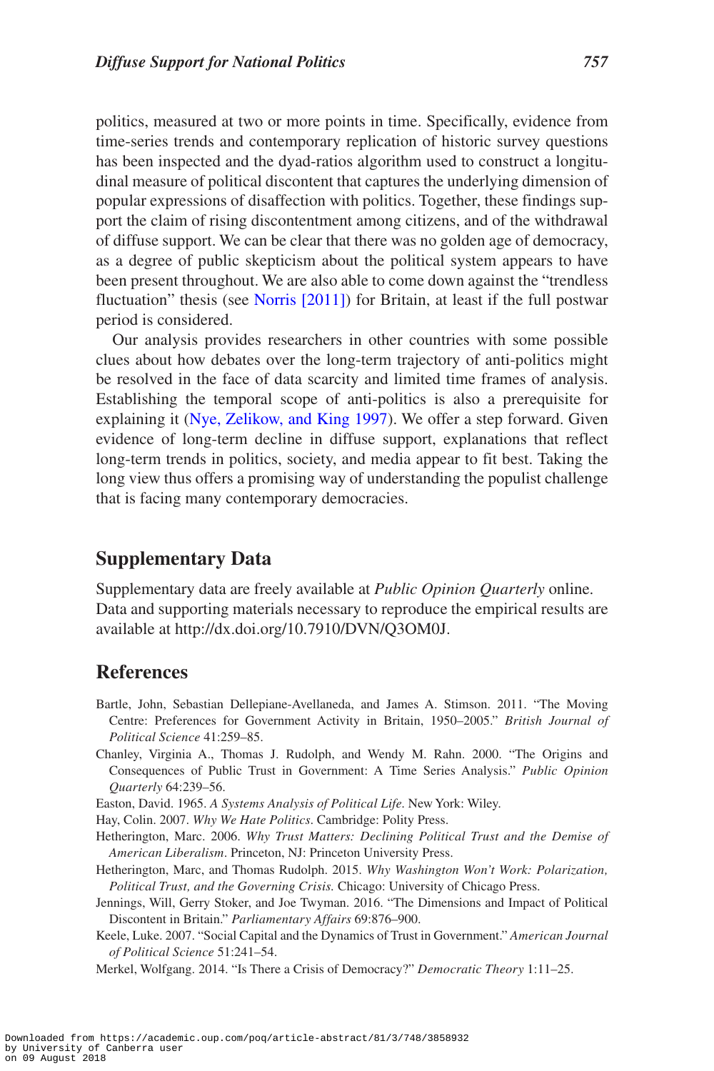politics, measured at two or more points in time. Specifically, evidence from time-series trends and contemporary replication of historic survey questions has been inspected and the dyad-ratios algorithm used to construct a longitudinal measure of political discontent that captures the underlying dimension of popular expressions of disaffection with politics. Together, these findings support the claim of rising discontentment among citizens, and of the withdrawal of diffuse support. We can be clear that there was no golden age of democracy, as a degree of public skepticism about the political system appears to have been present throughout. We are also able to come down against the "trendless fluctuation" thesis (see Norris [2011]) for Britain, at least if the full postwar period is considered.

Our analysis provides researchers in other countries with some possible clues about how debates over the long-term trajectory of anti-politics might be resolved in the face of data scarcity and limited time frames of analysis. Establishing the temporal scope of anti-politics is also a prerequisite for explaining it (Nye, Zelikow, and King 1997). We offer a step forward. Given evidence of long-term decline in diffuse support, explanations that reflect long-term trends in politics, society, and media appear to fit best. Taking the long view thus offers a promising way of understanding the populist challenge that is facing many contemporary democracies.

## Supplementary Data

Supplementary data are freely available at *Public Opinion Quarterly* online. Data and supporting materials necessary to reproduce the empirical results are available at http://dx.doi.org/10.7910/DVN/Q3OM0J.

## References

Bartle, John, Sebastian Dellepiane-Avellaneda, and James A. Stimson. 2011. "The Moving Centre: Preferences for Government Activity in Britain, 1950–2005." *British Journal of Political Science* 41:259–85.

Chanley, Virginia A., Thomas J. Rudolph, and Wendy M. Rahn. 2000. "The Origins and Consequences of Public Trust in Government: A Time Series Analysis." *Public Opinion Quarterly* 64:239–56.

Easton, David. 1965. *A Systems Analysis of Political Life*. New York: Wiley.

Hay, Colin. 2007. *Why We Hate Politics*. Cambridge: Polity Press.

Hetherington, Marc. 2006. *Why Trust Matters: Declining Political Trust and the Demise of American Liberalism*. Princeton, NJ: Princeton University Press.

Hetherington, Marc, and Thomas Rudolph. 2015. *Why Washington Won't Work: Polarization, Political Trust, and the Governing Crisis.* Chicago: University of Chicago Press.

Jennings, Will, Gerry Stoker, and Joe Twyman. 2016. "The Dimensions and Impact of Political Discontent in Britain." *Parliamentary Affairs* 69:876–900.

Keele, Luke. 2007. "Social Capital and the Dynamics of Trust in Government." *American Journal of Political Science* 51:241–54.

Merkel, Wolfgang. 2014. "Is There a Crisis of Democracy?" *Democratic Theory* 1:11–25.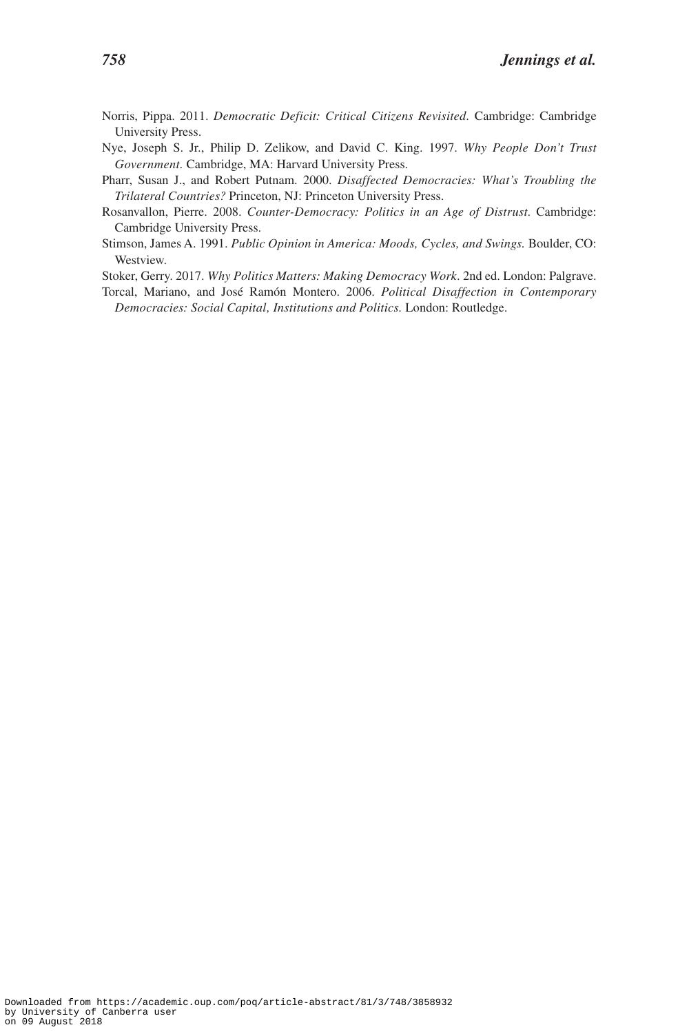Norris, Pippa. 2011. *Democratic Deficit: Critical Citizens Revisited*. Cambridge: Cambridge University Press.

Nye, Joseph S. Jr., Philip D. Zelikow, and David C. King. 1997. *Why People Don't Trust Government*. Cambridge, MA: Harvard University Press.

Pharr, Susan J., and Robert Putnam. 2000. *Disaffected Democracies: What's Troubling the Trilateral Countries?* Princeton, NJ: Princeton University Press.

Rosanvallon, Pierre. 2008. *Counter-Democracy: Politics in an Age of Distrust*. Cambridge: Cambridge University Press.

Stimson, James A. 1991. *Public Opinion in America: Moods, Cycles, and Swings.* Boulder, CO: Westview.

Stoker, Gerry. 2017. *Why Politics Matters: Making Democracy Work*. 2nd ed. London: Palgrave.

Torcal, Mariano, and José Ramón Montero. 2006. *Political Disaffection in Contemporary Democracies: Social Capital, Institutions and Politics.* London: Routledge.